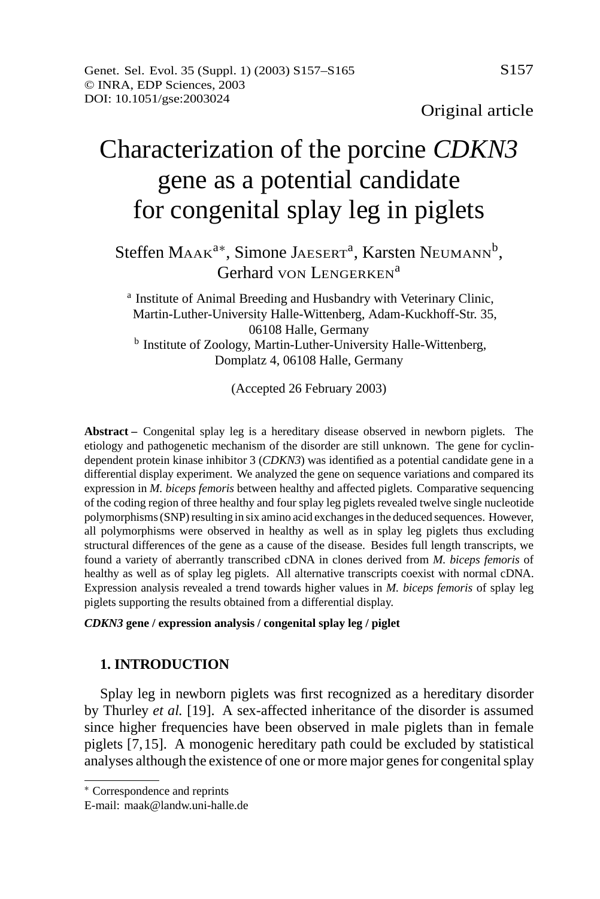Original article

# Characterization of the porcine *CDKN3* gene as a potential candidate for congenital splay leg in piglets

Steffen Maak[a*], Simone Jaesert[a], Karsten Neumann[b], Gerhard von Lengerken[a]

[a] Institute of Animal Breeding and Husbandry with Veterinary Clinic, Martin-Luther-University Halle-Wittenberg, Adam-Kuckhoff-Str. 35, 06108 Halle, Germany

[b] Institute of Zoology, Martin-Luther-University Halle-Wittenberg, Domplatz 4, 06108 Halle, Germany

(Accepted 26 February 2003)

**Abstract –** Congenital splay leg is a hereditary disease observed in newborn piglets. The etiology and pathogenetic mechanism of the disorder are still unknown. The gene for cyclin-dependent protein kinase inhibitor 3 (*CDKN3*) was identified as a potential candidate gene in a differential display experiment. We analyzed the gene on sequence variations and compared its expression in *M. biceps femoris* between healthy and affected piglets. Comparative sequencing of the coding region of three healthy and four splay leg piglets revealed twelve single nucleotide polymorphisms (SNP) resulting in six amino acid exchanges in the deduced sequences. However, all polymorphisms were observed in healthy as well as in splay leg piglets thus excluding structural differences of the gene as a cause of the disease. Besides full length transcripts, we found a variety of aberrantly transcribed cDNA in clones derived from *M. biceps femoris* of healthy as well as of splay leg piglets. All alternative transcripts coexist with normal cDNA. Expression analysis revealed a trend towards higher values in *M. biceps femoris* of splay leg piglets supporting the results obtained from a differential display.

***CDKN3* gene / expression analysis / congenital splay leg / piglet**

## 1. INTRODUCTION

Splay leg in newborn piglets was first recognized as a hereditary disorder by Thurley *et al.* [19]. A sex-affected inheritance of the disorder is assumed since higher frequencies have been observed in male piglets than in female piglets [7,15]. A monogenic hereditary path could be excluded by statistical analyses although the existence of one or more major genes for congenital splay

---

* Correspondence and reprints

E-mail: maak@landw.uni-halle.de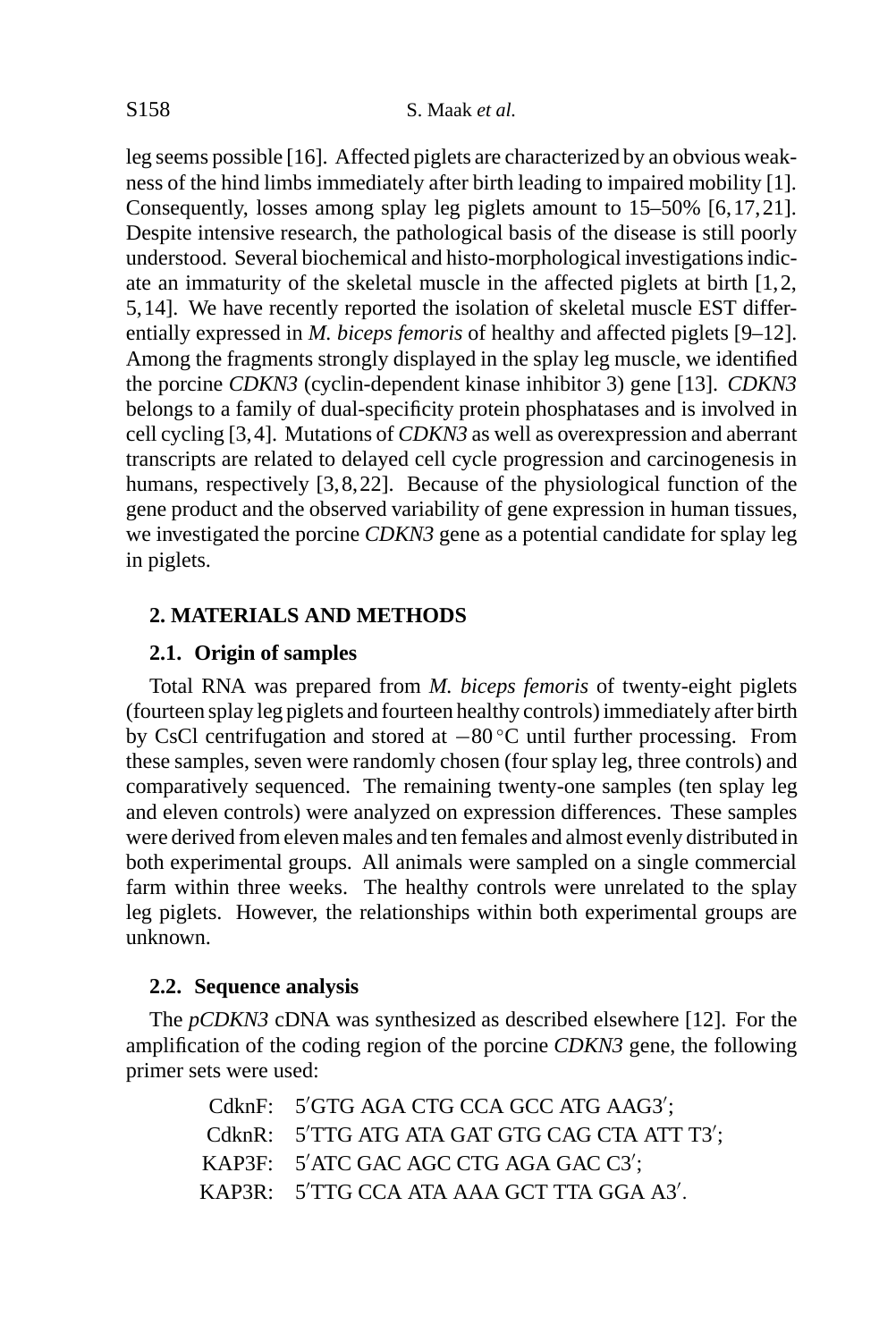leg seems possible [16]. Affected piglets are characterized by an obvious weakness of the hind limbs immediately after birth leading to impaired mobility [1]. Consequently, losses among splay leg piglets amount to 15–50% [6,17,21]. Despite intensive research, the pathological basis of the disease is still poorly understood. Several biochemical and histo-morphological investigations indicate an immaturity of the skeletal muscle in the affected piglets at birth [1,2, 5,14]. We have recently reported the isolation of skeletal muscle EST differentially expressed in *M. biceps femoris* of healthy and affected piglets [9–12]. Among the fragments strongly displayed in the splay leg muscle, we identified the porcine *CDKN3* (cyclin-dependent kinase inhibitor 3) gene [13]. *CDKN3* belongs to a family of dual-specificity protein phosphatases and is involved in cell cycling [3,4]. Mutations of *CDKN3* as well as overexpression and aberrant transcripts are related to delayed cell cycle progression and carcinogenesis in humans, respectively [3,8,22]. Because of the physiological function of the gene product and the observed variability of gene expression in human tissues, we investigated the porcine *CDKN3* gene as a potential candidate for splay leg in piglets.

## 2. MATERIALS AND METHODS

### 2.1. Origin of samples

Total RNA was prepared from *M. biceps femoris* of twenty-eight piglets (fourteen splay leg piglets and fourteen healthy controls) immediately after birth by CsCl centrifugation and stored at $-80\,^{\circ}\mathrm{C}$ until further processing. From these samples, seven were randomly chosen (four splay leg, three controls) and comparatively sequenced. The remaining twenty-one samples (ten splay leg and eleven controls) were analyzed on expression differences. These samples were derived from eleven males and ten females and almost evenly distributed in both experimental groups. All animals were sampled on a single commercial farm within three weeks. The healthy controls were unrelated to the splay leg piglets. However, the relationships within both experimental groups are unknown.

### 2.2. Sequence analysis

The *pCDKN3* cDNA was synthesized as described elsewhere [12]. For the amplification of the coding region of the porcine *CDKN3* gene, the following primer sets were used:

CdknF: 5′GTG AGA CTG CCA GCC ATG AAG3′;
CdknR: 5′TTG ATG ATA GAT GTG CAG CTA ATT T3′;
KAP3F: 5′ATC GAC AGC CTG AGA GAC C3′;
KAP3R: 5′TTG CCA ATA AAA GCT TTA GGA A3′.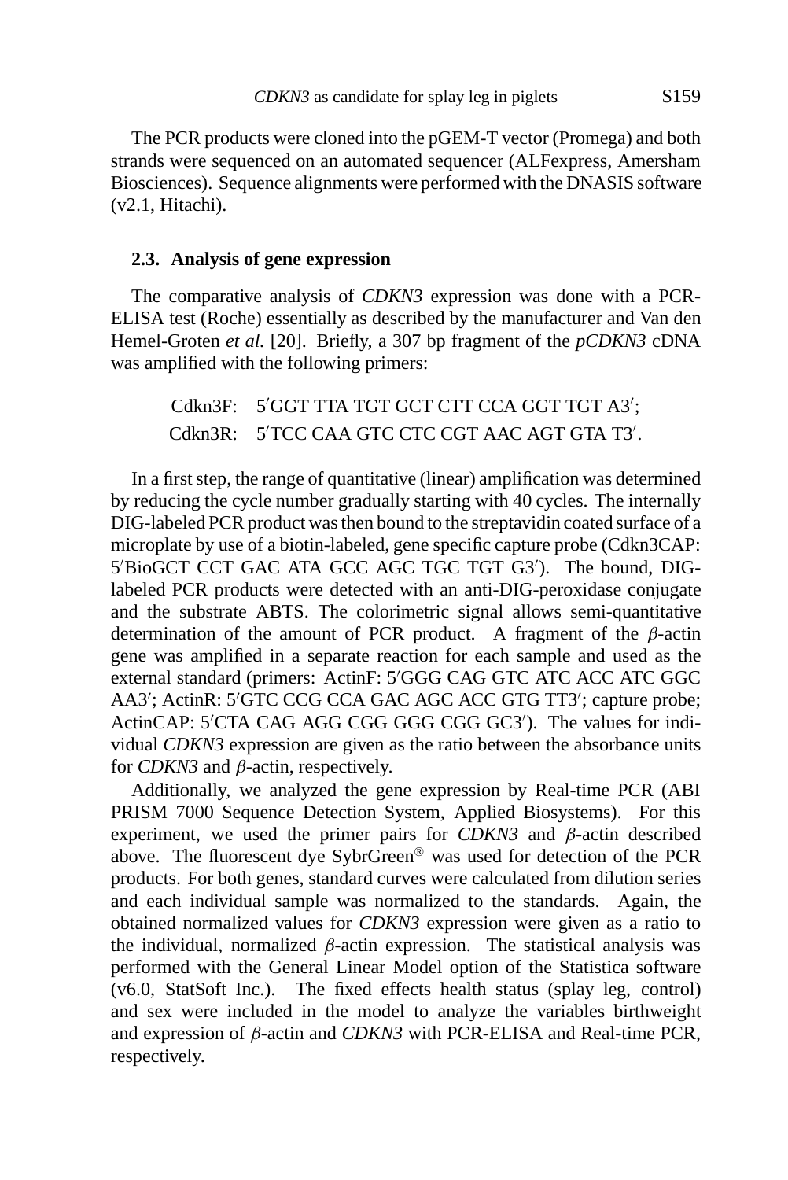The PCR products were cloned into the pGEM-T vector (Promega) and both strands were sequenced on an automated sequencer (ALFexpress, Amersham Biosciences). Sequence alignments were performed with the DNASIS software (v2.1, Hitachi).

### 2.3. Analysis of gene expression

The comparative analysis of *CDKN3* expression was done with a PCR-ELISA test (Roche) essentially as described by the manufacturer and Van den Hemel-Groten *et al.* [20]. Briefly, a 307 bp fragment of the *pCDKN3* cDNA was amplified with the following primers:

Cdkn3F: 5′GGT TTA TGT GCT CTT CCA GGT TGT A3′;
Cdkn3R: 5′TCC CAA GTC CTC CGT AAC AGT GTA T3′.

In a first step, the range of quantitative (linear) amplification was determined by reducing the cycle number gradually starting with 40 cycles. The internally DIG-labeled PCR product was then bound to the streptavidin coated surface of a microplate by use of a biotin-labeled, gene specific capture probe (Cdkn3CAP: 5′BioGCT CCT GAC ATA GCC AGC TGC TGT G3′). The bound, DIG-labeled PCR products were detected with an anti-DIG-peroxidase conjugate and the substrate ABTS. The colorimetric signal allows semi-quantitative determination of the amount of PCR product. A fragment of the $\beta$-actin gene was amplified in a separate reaction for each sample and used as the external standard (primers: ActinF: 5′GGG CAG GTC ATC ACC ATC GGC AA3′; ActinR: 5′GTC CCG CCA GAC AGC ACC GTG TT3′; capture probe; ActinCAP: 5′CTA CAG AGG CGG GGG CGG GC3′). The values for individual *CDKN3* expression are given as the ratio between the absorbance units for *CDKN3* and $\beta$-actin, respectively.

Additionally, we analyzed the gene expression by Real-time PCR (ABI PRISM 7000 Sequence Detection System, Applied Biosystems). For this experiment, we used the primer pairs for *CDKN3* and $\beta$-actin described above. The fluorescent dye SybrGreen® was used for detection of the PCR products. For both genes, standard curves were calculated from dilution series and each individual sample was normalized to the standards. Again, the obtained normalized values for *CDKN3* expression were given as a ratio to the individual, normalized $\beta$-actin expression. The statistical analysis was performed with the General Linear Model option of the Statistica software (v6.0, StatSoft Inc.). The fixed effects health status (splay leg, control) and sex were included in the model to analyze the variables birthweight and expression of $\beta$-actin and *CDKN3* with PCR-ELISA and Real-time PCR, respectively.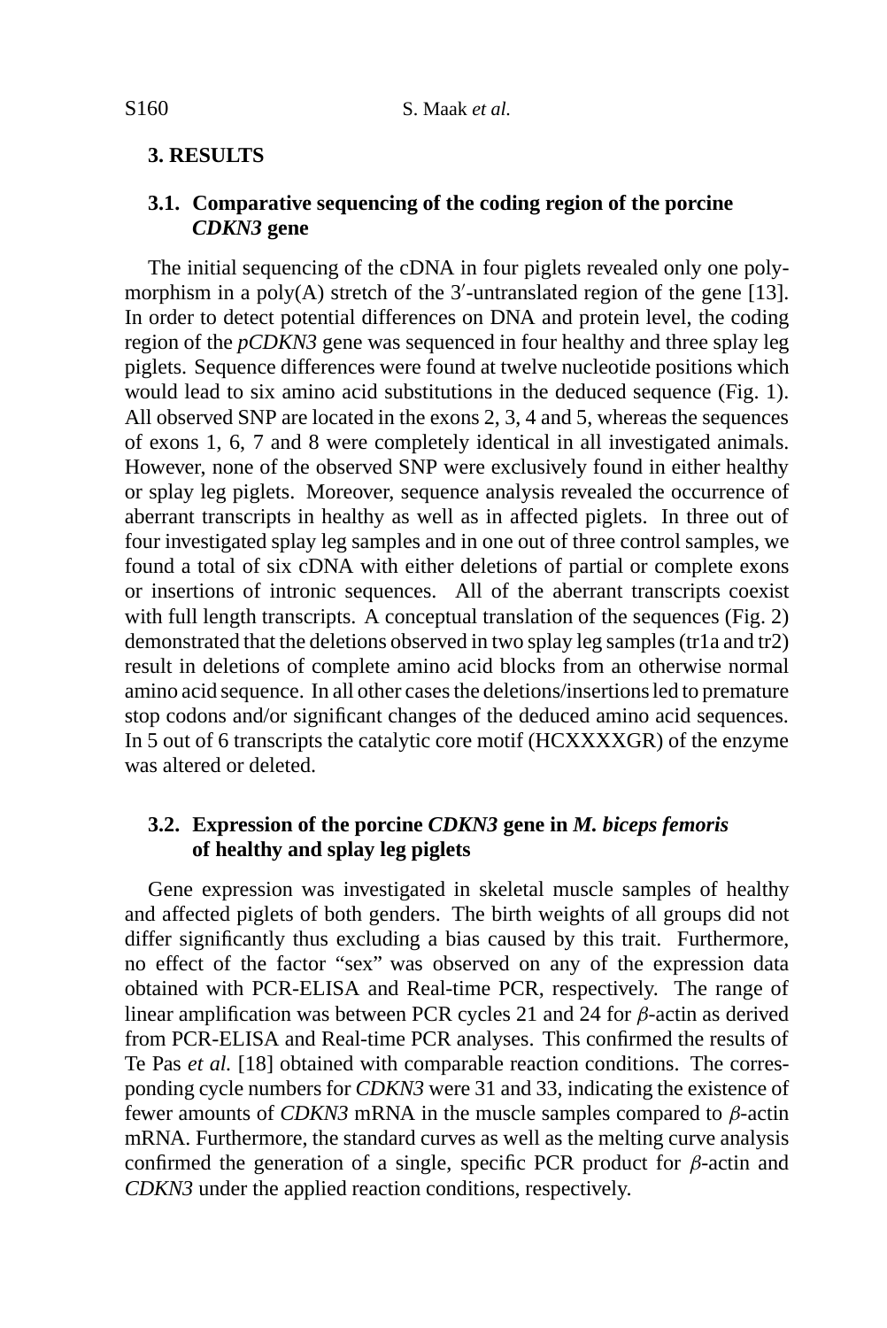## 3. RESULTS

### 3.1. Comparative sequencing of the coding region of the porcine *CDKN3* gene

The initial sequencing of the cDNA in four piglets revealed only one polymorphism in a poly(A) stretch of the 3′-untranslated region of the gene [13]. In order to detect potential differences on DNA and protein level, the coding region of the *pCDKN3* gene was sequenced in four healthy and three splay leg piglets. Sequence differences were found at twelve nucleotide positions which would lead to six amino acid substitutions in the deduced sequence (Fig. 1). All observed SNP are located in the exons 2, 3, 4 and 5, whereas the sequences of exons 1, 6, 7 and 8 were completely identical in all investigated animals. However, none of the observed SNP were exclusively found in either healthy or splay leg piglets. Moreover, sequence analysis revealed the occurrence of aberrant transcripts in healthy as well as in affected piglets. In three out of four investigated splay leg samples and in one out of three control samples, we found a total of six cDNA with either deletions of partial or complete exons or insertions of intronic sequences. All of the aberrant transcripts coexist with full length transcripts. A conceptual translation of the sequences (Fig. 2) demonstrated that the deletions observed in two splay leg samples (tr1a and tr2) result in deletions of complete amino acid blocks from an otherwise normal amino acid sequence. In all other cases the deletions/insertions led to premature stop codons and/or significant changes of the deduced amino acid sequences. In 5 out of 6 transcripts the catalytic core motif (HCXXXXGR) of the enzyme was altered or deleted.

### 3.2. Expression of the porcine *CDKN3* gene in *M. biceps femoris* of healthy and splay leg piglets

Gene expression was investigated in skeletal muscle samples of healthy and affected piglets of both genders. The birth weights of all groups did not differ significantly thus excluding a bias caused by this trait. Furthermore, no effect of the factor "sex" was observed on any of the expression data obtained with PCR-ELISA and Real-time PCR, respectively. The range of linear amplification was between PCR cycles 21 and 24 for $\beta$-actin as derived from PCR-ELISA and Real-time PCR analyses. This confirmed the results of Te Pas *et al.* [18] obtained with comparable reaction conditions. The corresponding cycle numbers for *CDKN3* were 31 and 33, indicating the existence of fewer amounts of *CDKN3* mRNA in the muscle samples compared to $\beta$-actin mRNA. Furthermore, the standard curves as well as the melting curve analysis confirmed the generation of a single, specific PCR product for $\beta$-actin and *CDKN3* under the applied reaction conditions, respectively.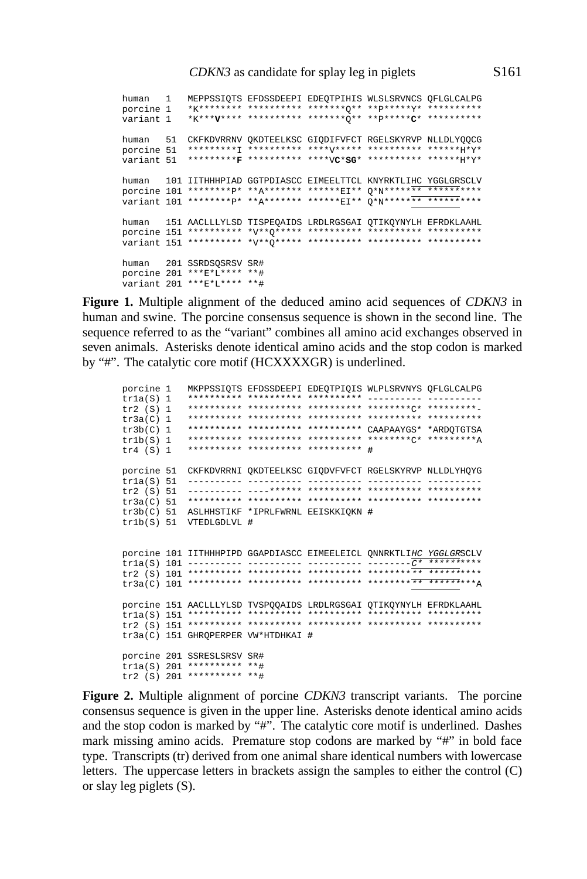```
human   1   MEPPSSIQTS EFDSSDEEPI EDEQTPIHIS WLSLSRVNCS QFLGLCALPG
porcine 1   *K******** ********** *******Q** **P*****Y* **********
variant 1   *K***V**** ********** *******Q** **P*****C* **********

human   51  CKFKDVRRNV QKDTEELKSC GIQDIFVFCT RGELSKYRVP NLLDLYQQCG
porcine 51  *********I ********** ****V***** ********** ******H*Y*
variant 51  *********F ********** ****VC*SG* ********** ******H*Y*

human   101 IITHHHPIAD GGTPDIASCC EIMEELTTCL KNYRKTLIHC YGGLGRSCLV
porcine 101 ********P* **A******* ******EI** Q*N******* **********
variant 101 ********P* **A******* ******EI** Q*N******* **********

human   151 AACLLLYLSD TISPEQAIDS LRDLRGSGAI QTIKQYNYLH EFRDKLAAHL
porcine 151 ********** *V**Q***** ********** ********** **********
variant 151 ********** *V**Q***** ********** ********** **********

human   201 SSRDSQSRSV SR#
porcine 201 ***E*L**** **#
variant 201 ***E*L**** **#
```

**Figure 1.** Multiple alignment of the deduced amino acid sequences of *CDKN3* in human and swine. The porcine consensus sequence is shown in the second line. The sequence referred to as the "variant" combines all amino acid exchanges observed in seven animals. Asterisks denote identical amino acids and the stop codon is marked by "#". The catalytic core motif (HCXXXXGR) is underlined.

```
porcine 1   MKPPSSIQTS EFDSSDEEPI EDEQTPIQIS WLPLSRVNYS QFLGLCALPG
tr1a(S) 1   ********** ********** ********** ---------- ----------
tr2 (S) 1   ********** ********** ********** ********C* *********-
tr3a(C) 1   ********** ********** ********** ********** **********
tr3b(C) 1   ********** ********** ********** CAAPAAYGS* *ARDQTGTSA
tr1b(S) 1   ********** ********** ********** ********C* *********A
tr4 (S) 1   ********** ********** ********** #

porcine 51  CKFKDVRRNI QKDTEELKSC GIQDVFVFCT RGELSKYRVP NLLDLYHQYG
tr1a(S) 51  ---------- ---------- ---------- ---------- ----------
tr2 (S) 51  ---------- ----****** ********** ********** **********
tr3a(C) 51  ********** ********** ********** ********** **********
tr3b(C) 51  ASLHHSTIKF *IPRLFWRNL EEISKKIQKN #
tr1b(S) 51  VTEDLGDLVL #

porcine 101 IITHHHPIPD GGAPDIASCC EIMEELEICL QNNRKTLIHC YGGLGRSCLV
tr1a(S) 101 ---------- ---------- ---------- --------C* **********
tr2 (S) 101 ********** ********** ********** ********** **********
tr3a(C) 101 ********** ********** ********** ********** *********A

porcine 151 AACLLLYLSD TVSPQQAIDS LRDLRGSGAI QTIKQYNYLH EFRDKLAAHL
tr1a(S) 151 ********** ********** ********** ********** **********
tr2 (S) 151 ********** ********** ********** ********** **********
tr3a(C) 151 GHRQPERPER VW*HTDHKAI #

porcine 201 SSRESLSRSV SR#
tr1a(S) 201 ********** **#
tr2 (S) 201 ********** **#
```

**Figure 2.** Multiple alignment of porcine *CDKN3* transcript variants. The porcine consensus sequence is given in the upper line. Asterisks denote identical amino acids and the stop codon is marked by "#". The catalytic core motif is underlined. Dashes mark missing amino acids. Premature stop codons are marked by "#" in bold face type. Transcripts (tr) derived from one animal share identical numbers with lowercase letters. The uppercase letters in brackets assign the samples to either the control (C) or slay leg piglets (S).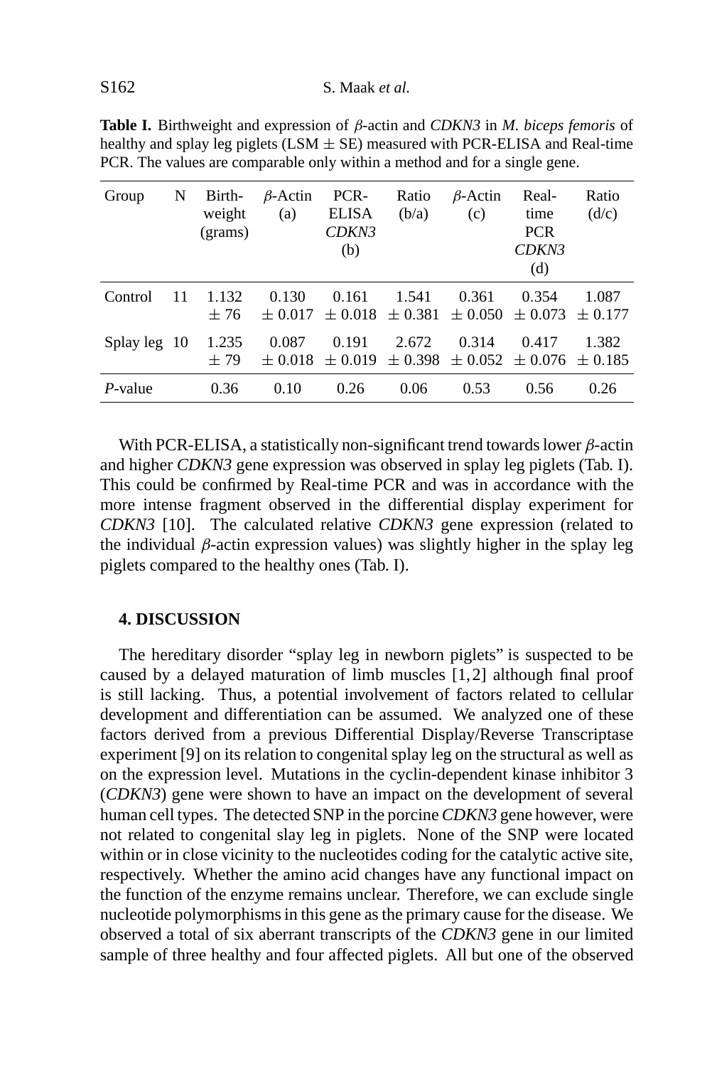**Table I.** Birthweight and expression of $\beta$-actin and *CDKN3* in *M. biceps femoris* of healthy and splay leg piglets (LSM $\pm$ SE) measured with PCR-ELISA and Real-time PCR. The values are comparable only within a method and for a single gene.

| Group | N | Birth-weight (grams) | $\beta$-Actin (a) | PCR-ELISA *CDKN3* (b) | Ratio (b/a) | $\beta$-Actin (c) | Real-time PCR *CDKN3* (d) | Ratio (d/c) |
|---|---|---|---|---|---|---|---|---|
| Control | 11 | 1.132 $\pm$ 76 | 0.130 $\pm$ 0.017 | 0.161 $\pm$ 0.018 | 1.541 $\pm$ 0.381 | 0.361 $\pm$ 0.050 | 0.354 $\pm$ 0.073 | 1.087 $\pm$ 0.177 |
| Splay leg | 10 | 1.235 $\pm$ 79 | 0.087 $\pm$ 0.018 | 0.191 $\pm$ 0.019 | 2.672 $\pm$ 0.398 | 0.314 $\pm$ 0.052 | 0.417 $\pm$ 0.076 | 1.382 $\pm$ 0.185 |
| *P*-value | | 0.36 | 0.10 | 0.26 | 0.06 | 0.53 | 0.56 | 0.26 |

With PCR-ELISA, a statistically non-significant trend towards lower $\beta$-actin and higher *CDKN3* gene expression was observed in splay leg piglets (Tab. I). This could be confirmed by Real-time PCR and was in accordance with the more intense fragment observed in the differential display experiment for *CDKN3* [10]. The calculated relative *CDKN3* gene expression (related to the individual $\beta$-actin expression values) was slightly higher in the splay leg piglets compared to the healthy ones (Tab. I).

## 4. DISCUSSION

The hereditary disorder "splay leg in newborn piglets" is suspected to be caused by a delayed maturation of limb muscles [1,2] although final proof is still lacking. Thus, a potential involvement of factors related to cellular development and differentiation can be assumed. We analyzed one of these factors derived from a previous Differential Display/Reverse Transcriptase experiment [9] on its relation to congenital splay leg on the structural as well as on the expression level. Mutations in the cyclin-dependent kinase inhibitor 3 (*CDKN3*) gene were shown to have an impact on the development of several human cell types. The detected SNP in the porcine *CDKN3* gene however, were not related to congenital slay leg in piglets. None of the SNP were located within or in close vicinity to the nucleotides coding for the catalytic active site, respectively. Whether the amino acid changes have any functional impact on the function of the enzyme remains unclear. Therefore, we can exclude single nucleotide polymorphisms in this gene as the primary cause for the disease. We observed a total of six aberrant transcripts of the *CDKN3* gene in our limited sample of three healthy and four affected piglets. All but one of the observed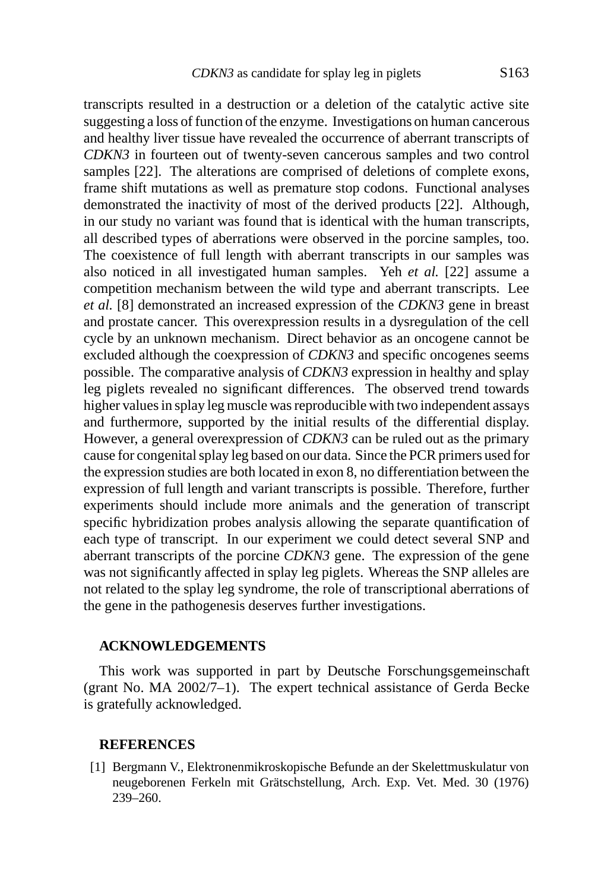transcripts resulted in a destruction or a deletion of the catalytic active site suggesting a loss of function of the enzyme. Investigations on human cancerous and healthy liver tissue have revealed the occurrence of aberrant transcripts of *CDKN3* in fourteen out of twenty-seven cancerous samples and two control samples [22]. The alterations are comprised of deletions of complete exons, frame shift mutations as well as premature stop codons. Functional analyses demonstrated the inactivity of most of the derived products [22]. Although, in our study no variant was found that is identical with the human transcripts, all described types of aberrations were observed in the porcine samples, too. The coexistence of full length with aberrant transcripts in our samples was also noticed in all investigated human samples. Yeh *et al.* [22] assume a competition mechanism between the wild type and aberrant transcripts. Lee *et al.* [8] demonstrated an increased expression of the *CDKN3* gene in breast and prostate cancer. This overexpression results in a dysregulation of the cell cycle by an unknown mechanism. Direct behavior as an oncogene cannot be excluded although the coexpression of *CDKN3* and specific oncogenes seems possible. The comparative analysis of *CDKN3* expression in healthy and splay leg piglets revealed no significant differences. The observed trend towards higher values in splay leg muscle was reproducible with two independent assays and furthermore, supported by the initial results of the differential display. However, a general overexpression of *CDKN3* can be ruled out as the primary cause for congenital splay leg based on our data. Since the PCR primers used for the expression studies are both located in exon 8, no differentiation between the expression of full length and variant transcripts is possible. Therefore, further experiments should include more animals and the generation of transcript specific hybridization probes analysis allowing the separate quantification of each type of transcript. In our experiment we could detect several SNP and aberrant transcripts of the porcine *CDKN3* gene. The expression of the gene was not significantly affected in splay leg piglets. Whereas the SNP alleles are not related to the splay leg syndrome, the role of transcriptional aberrations of the gene in the pathogenesis deserves further investigations.

## ACKNOWLEDGEMENTS

This work was supported in part by Deutsche Forschungsgemeinschaft (grant No. MA 2002/7–1). The expert technical assistance of Gerda Becke is gratefully acknowledged.

## REFERENCES

[1] Bergmann V., Elektronenmikroskopische Befunde an der Skelettmuskulatur von neugeborenen Ferkeln mit Grätschstellung, Arch. Exp. Vet. Med. 30 (1976) 239–260.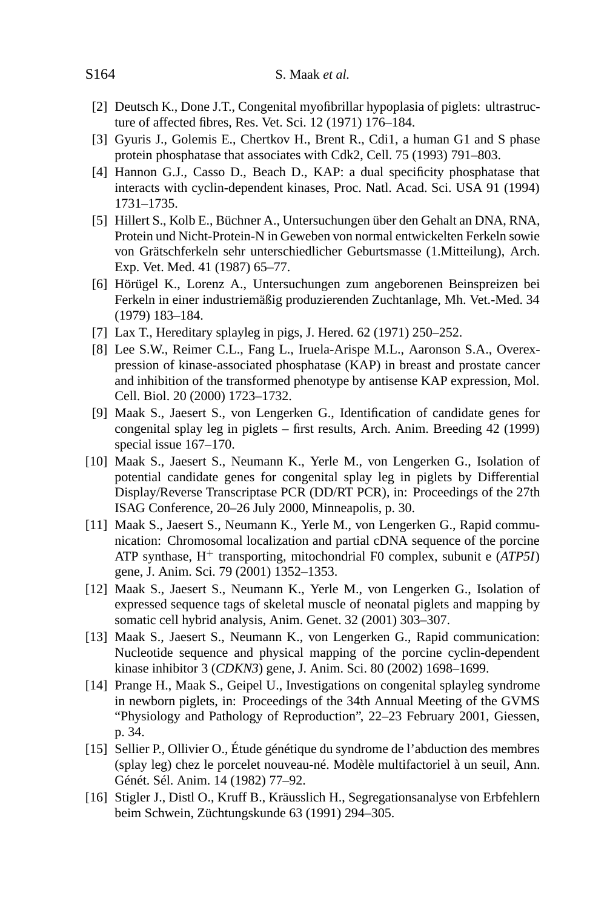[2] Deutsch K., Done J.T., Congenital myofibrillar hypoplasia of piglets: ultrastructure of affected fibres, Res. Vet. Sci. 12 (1971) 176–184.

[3] Gyuris J., Golemis E., Chertkov H., Brent R., Cdi1, a human G1 and S phase protein phosphatase that associates with Cdk2, Cell. 75 (1993) 791–803.

[4] Hannon G.J., Casso D., Beach D., KAP: a dual specificity phosphatase that interacts with cyclin-dependent kinases, Proc. Natl. Acad. Sci. USA 91 (1994) 1731–1735.

[5] Hillert S., Kolb E., Büchner A., Untersuchungen über den Gehalt an DNA, RNA, Protein und Nicht-Protein-N in Geweben von normal entwickelten Ferkeln sowie von Grätschferkeln sehr unterschiedlicher Geburtsmasse (1.Mitteilung), Arch. Exp. Vet. Med. 41 (1987) 65–77.

[6] Hörügel K., Lorenz A., Untersuchungen zum angeborenen Beinspreizen bei Ferkeln in einer industriemäßig produzierenden Zuchtanlage, Mh. Vet.-Med. 34 (1979) 183–184.

[7] Lax T., Hereditary splayleg in pigs, J. Hered. 62 (1971) 250–252.

[8] Lee S.W., Reimer C.L., Fang L., Iruela-Arispe M.L., Aaronson S.A., Overexpression of kinase-associated phosphatase (KAP) in breast and prostate cancer and inhibition of the transformed phenotype by antisense KAP expression, Mol. Cell. Biol. 20 (2000) 1723–1732.

[9] Maak S., Jaesert S., von Lengerken G., Identification of candidate genes for congenital splay leg in piglets – first results, Arch. Anim. Breeding 42 (1999) special issue 167–170.

[10] Maak S., Jaesert S., Neumann K., Yerle M., von Lengerken G., Isolation of potential candidate genes for congenital splay leg in piglets by Differential Display/Reverse Transcriptase PCR (DD/RT PCR), in: Proceedings of the 27th ISAG Conference, 20–26 July 2000, Minneapolis, p. 30.

[11] Maak S., Jaesert S., Neumann K., Yerle M., von Lengerken G., Rapid communication: Chromosomal localization and partial cDNA sequence of the porcine ATP synthase, $H^+$ transporting, mitochondrial F0 complex, subunit e (*ATP5I*) gene, J. Anim. Sci. 79 (2001) 1352–1353.

[12] Maak S., Jaesert S., Neumann K., Yerle M., von Lengerken G., Isolation of expressed sequence tags of skeletal muscle of neonatal piglets and mapping by somatic cell hybrid analysis, Anim. Genet. 32 (2001) 303–307.

[13] Maak S., Jaesert S., Neumann K., von Lengerken G., Rapid communication: Nucleotide sequence and physical mapping of the porcine cyclin-dependent kinase inhibitor 3 (*CDKN3*) gene, J. Anim. Sci. 80 (2002) 1698–1699.

[14] Prange H., Maak S., Geipel U., Investigations on congenital splayleg syndrome in newborn piglets, in: Proceedings of the 34th Annual Meeting of the GVMS "Physiology and Pathology of Reproduction", 22–23 February 2001, Giessen, p. 34.

[15] Sellier P., Ollivier O., Étude génétique du syndrome de l'abduction des membres (splay leg) chez le porcelet nouveau-né. Modèle multifactoriel à un seuil, Ann. Génét. Sél. Anim. 14 (1982) 77–92.

[16] Stigler J., Distl O., Kruff B., Kräusslich H., Segregationsanalyse von Erbfehlern beim Schwein, Züchtungskunde 63 (1991) 294–305.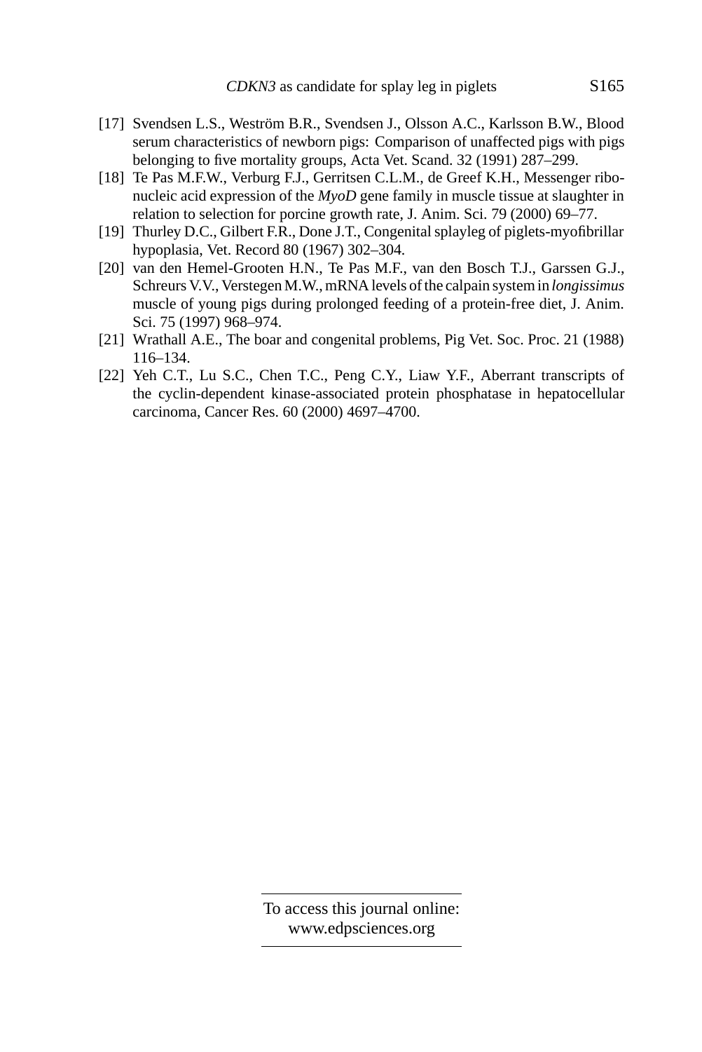[17] Svendsen L.S., Weström B.R., Svendsen J., Olsson A.C., Karlsson B.W., Blood serum characteristics of newborn pigs: Comparison of unaffected pigs with pigs belonging to five mortality groups, Acta Vet. Scand. 32 (1991) 287–299.

[18] Te Pas M.F.W., Verburg F.J., Gerritsen C.L.M., de Greef K.H., Messenger ribonucleic acid expression of the *MyoD* gene family in muscle tissue at slaughter in relation to selection for porcine growth rate, J. Anim. Sci. 79 (2000) 69–77.

[19] Thurley D.C., Gilbert F.R., Done J.T., Congenital splayleg of piglets-myofibrillar hypoplasia, Vet. Record 80 (1967) 302–304.

[20] van den Hemel-Grooten H.N., Te Pas M.F., van den Bosch T.J., Garssen G.J., Schreurs V.V., Verstegen M.W., mRNA levels of the calpain system in *longissimus* muscle of young pigs during prolonged feeding of a protein-free diet, J. Anim. Sci. 75 (1997) 968–974.

[21] Wrathall A.E., The boar and congenital problems, Pig Vet. Soc. Proc. 21 (1988) 116–134.

[22] Yeh C.T., Lu S.C., Chen T.C., Peng C.Y., Liaw Y.F., Aberrant transcripts of the cyclin-dependent kinase-associated protein phosphatase in hepatocellular carcinoma, Cancer Res. 60 (2000) 4697–4700.

To access this journal online:
www.edpsciences.org